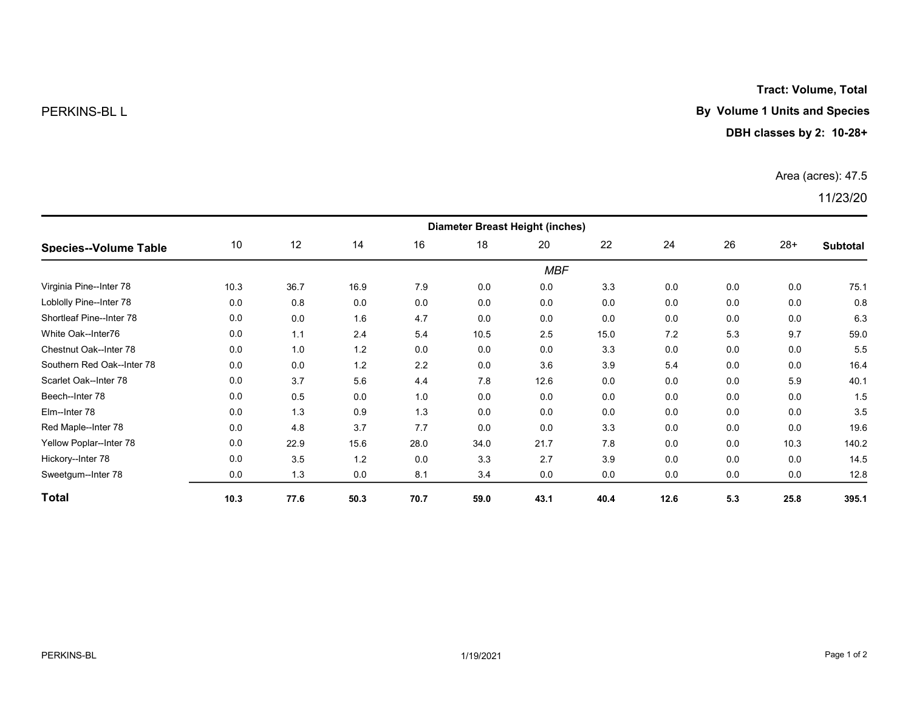PERKINS-BL L

**Tract: Volume, Total**

**By Volume 1 Units and Species**

**DBH classes by 2: 10-28+**

Area (acres): 47.5

11/23/20

| Species--Volume Table | Diameter Breast Height (inches) | | | | | | | | | | |
|---|---|---|---|---|---|---|---|---|---|---|---|
| | 10 | 12 | 14 | 16 | 18 | 20 | 22 | 24 | 26 | 28+ | Subtotal |
| | | | | | | *MBF* | | | | | |
| Virginia Pine--Inter 78 | 10.3 | 36.7 | 16.9 | 7.9 | 0.0 | 0.0 | 3.3 | 0.0 | 0.0 | 0.0 | 75.1 |
| Loblolly Pine--Inter 78 | 0.0 | 0.8 | 0.0 | 0.0 | 0.0 | 0.0 | 0.0 | 0.0 | 0.0 | 0.0 | 0.8 |
| Shortleaf Pine--Inter 78 | 0.0 | 0.0 | 1.6 | 4.7 | 0.0 | 0.0 | 0.0 | 0.0 | 0.0 | 0.0 | 6.3 |
| White Oak--Inter76 | 0.0 | 1.1 | 2.4 | 5.4 | 10.5 | 2.5 | 15.0 | 7.2 | 5.3 | 9.7 | 59.0 |
| Chestnut Oak--Inter 78 | 0.0 | 1.0 | 1.2 | 0.0 | 0.0 | 0.0 | 3.3 | 0.0 | 0.0 | 0.0 | 5.5 |
| Southern Red Oak--Inter 78 | 0.0 | 0.0 | 1.2 | 2.2 | 0.0 | 3.6 | 3.9 | 5.4 | 0.0 | 0.0 | 16.4 |
| Scarlet Oak--Inter 78 | 0.0 | 3.7 | 5.6 | 4.4 | 7.8 | 12.6 | 0.0 | 0.0 | 0.0 | 5.9 | 40.1 |
| Beech--Inter 78 | 0.0 | 0.5 | 0.0 | 1.0 | 0.0 | 0.0 | 0.0 | 0.0 | 0.0 | 0.0 | 1.5 |
| Elm--Inter 78 | 0.0 | 1.3 | 0.9 | 1.3 | 0.0 | 0.0 | 0.0 | 0.0 | 0.0 | 0.0 | 3.5 |
| Red Maple--Inter 78 | 0.0 | 4.8 | 3.7 | 7.7 | 0.0 | 0.0 | 3.3 | 0.0 | 0.0 | 0.0 | 19.6 |
| Yellow Poplar--Inter 78 | 0.0 | 22.9 | 15.6 | 28.0 | 34.0 | 21.7 | 7.8 | 0.0 | 0.0 | 10.3 | 140.2 |
| Hickory--Inter 78 | 0.0 | 3.5 | 1.2 | 0.0 | 3.3 | 2.7 | 3.9 | 0.0 | 0.0 | 0.0 | 14.5 |
| Sweetgum--Inter 78 | 0.0 | 1.3 | 0.0 | 8.1 | 3.4 | 0.0 | 0.0 | 0.0 | 0.0 | 0.0 | 12.8 |
| **Total** | **10.3** | **77.6** | **50.3** | **70.7** | **59.0** | **43.1** | **40.4** | **12.6** | **5.3** | **25.8** | **395.1** |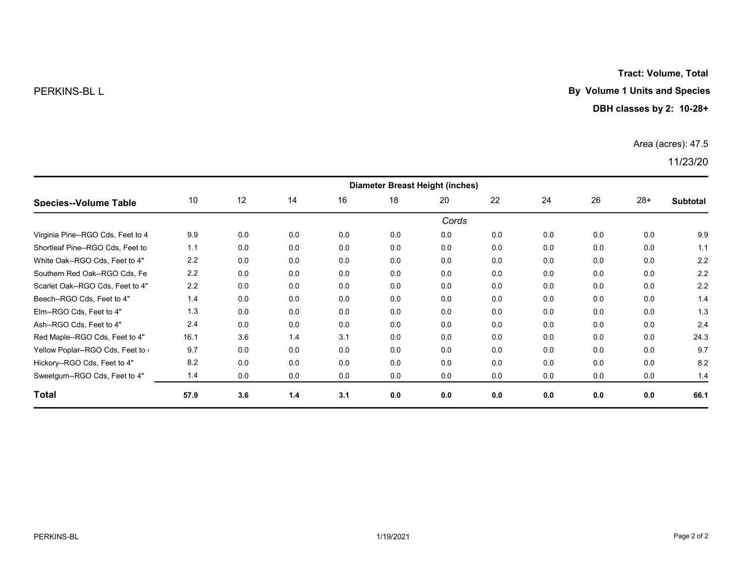PERKINS-BL L

**Tract: Volume, Total**

**By Volume 1 Units and Species**

**DBH classes by 2: 10-28+**

Area (acres): 47.5

11/23/20

| Species--Volume Table | Diameter Breast Height (inches) | | | | | | | | | | |
|---|---|---|---|---|---|---|---|---|---|---|---|
| | 10 | 12 | 14 | 16 | 18 | 20 | 22 | 24 | 26 | 28+ | Subtotal |
| | | | | | | *Cords* | | | | | |
| Virginia Pine--RGO Cds, Feet to 4 | 9.9 | 0.0 | 0.0 | 0.0 | 0.0 | 0.0 | 0.0 | 0.0 | 0.0 | 0.0 | 9.9 |
| Shortleaf Pine--RGO Cds, Feet to | 1.1 | 0.0 | 0.0 | 0.0 | 0.0 | 0.0 | 0.0 | 0.0 | 0.0 | 0.0 | 1.1 |
| White Oak--RGO Cds, Feet to 4" | 2.2 | 0.0 | 0.0 | 0.0 | 0.0 | 0.0 | 0.0 | 0.0 | 0.0 | 0.0 | 2.2 |
| Southern Red Oak--RGO Cds, Fe | 2.2 | 0.0 | 0.0 | 0.0 | 0.0 | 0.0 | 0.0 | 0.0 | 0.0 | 0.0 | 2.2 |
| Scarlet Oak--RGO Cds, Feet to 4" | 2.2 | 0.0 | 0.0 | 0.0 | 0.0 | 0.0 | 0.0 | 0.0 | 0.0 | 0.0 | 2.2 |
| Beech--RGO Cds, Feet to 4" | 1.4 | 0.0 | 0.0 | 0.0 | 0.0 | 0.0 | 0.0 | 0.0 | 0.0 | 0.0 | 1.4 |
| Elm--RGO Cds, Feet to 4" | 1.3 | 0.0 | 0.0 | 0.0 | 0.0 | 0.0 | 0.0 | 0.0 | 0.0 | 0.0 | 1.3 |
| Ash--RGO Cds, Feet to 4" | 2.4 | 0.0 | 0.0 | 0.0 | 0.0 | 0.0 | 0.0 | 0.0 | 0.0 | 0.0 | 2.4 |
| Red Maple--RGO Cds, Feet to 4" | 16.1 | 3.6 | 1.4 | 3.1 | 0.0 | 0.0 | 0.0 | 0.0 | 0.0 | 0.0 | 24.3 |
| Yellow Poplar--RGO Cds, Feet to 4 | 9.7 | 0.0 | 0.0 | 0.0 | 0.0 | 0.0 | 0.0 | 0.0 | 0.0 | 0.0 | 9.7 |
| Hickory--RGO Cds, Feet to 4" | 8.2 | 0.0 | 0.0 | 0.0 | 0.0 | 0.0 | 0.0 | 0.0 | 0.0 | 0.0 | 8.2 |
| Sweetgum--RGO Cds, Feet to 4" | 1.4 | 0.0 | 0.0 | 0.0 | 0.0 | 0.0 | 0.0 | 0.0 | 0.0 | 0.0 | 1.4 |
| **Total** | **57.9** | **3.6** | **1.4** | **3.1** | **0.0** | **0.0** | **0.0** | **0.0** | **0.0** | **0.0** | **66.1** |

PERKINS-BL

1/19/2021